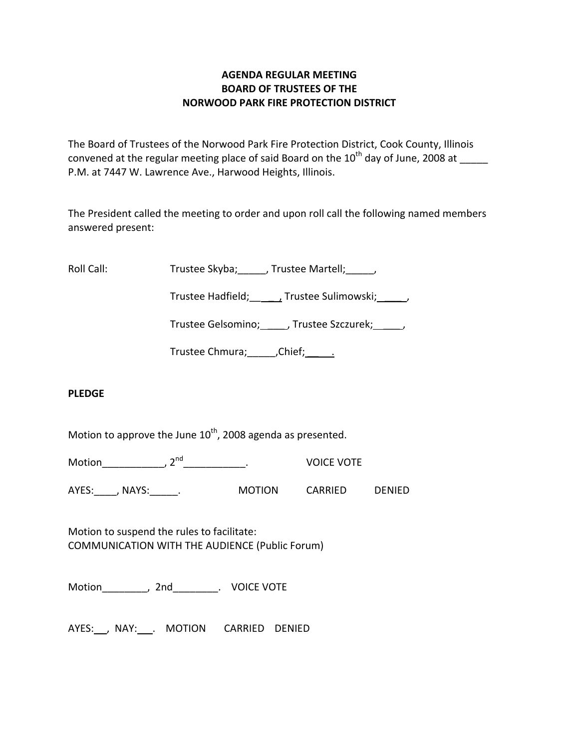**AGENDA REGULAR MEETING**
**BOARD OF TRUSTEES OF THE**
**NORWOOD PARK FIRE PROTECTION DISTRICT**

The Board of Trustees of the Norwood Park Fire Protection District, Cook County, Illinois convened at the regular meeting place of said Board on the 10th day of June, 2008 at _____ P.M. at 7447 W. Lawrence Ave., Harwood Heights, Illinois.

The President called the meeting to order and upon roll call the following named members answered present:

Roll Call: Trustee Skyba;_____, Trustee Martell;_____,

Trustee Hadfield;_____, Trustee Sulimowski;_____,

Trustee Gelsomino;____, Trustee Szczurek;_____,

Trustee Chmura;_____,Chief;_____.

**PLEDGE**

Motion to approve the June 10th, 2008 agenda as presented.

Motion___________, 2nd___________. VOICE VOTE

AYES:____, NAYS:_____. MOTION CARRIED DENIED

Motion to suspend the rules to facilitate:
COMMUNICATION WITH THE AUDIENCE (Public Forum)

Motion________, 2nd________. VOICE VOTE

AYES:___, NAY:___. MOTION CARRIED DENIED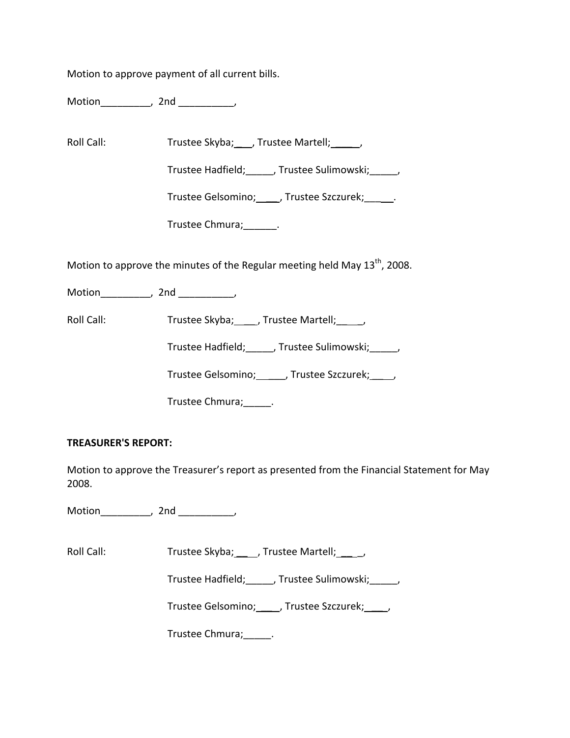Motion to approve payment of all current bills.

Motion_________, 2nd __________,

Roll Call: Trustee Skyba;___, Trustee Martell;_____,

Trustee Hadfield;_____, Trustee Sulimowski;_____,

Trustee Gelsomino;____, Trustee Szczurek;_____.

Trustee Chmura;______.

Motion to approve the minutes of the Regular meeting held May 13th, 2008.

Motion_________, 2nd __________,

Roll Call: Trustee Skyba;____, Trustee Martell;_____,

Trustee Hadfield;_____, Trustee Sulimowski;_____,

Trustee Gelsomino;_____, Trustee Szczurek;____,

Trustee Chmura;_____.

**TREASURER'S REPORT:**

Motion to approve the Treasurer's report as presented from the Financial Statement for May 2008.

Motion_________, 2nd __________,

Roll Call: Trustee Skyba;____, Trustee Martell;____,

Trustee Hadfield;_____, Trustee Sulimowski;_____,

Trustee Gelsomino;____, Trustee Szczurek;____,

Trustee Chmura;_____.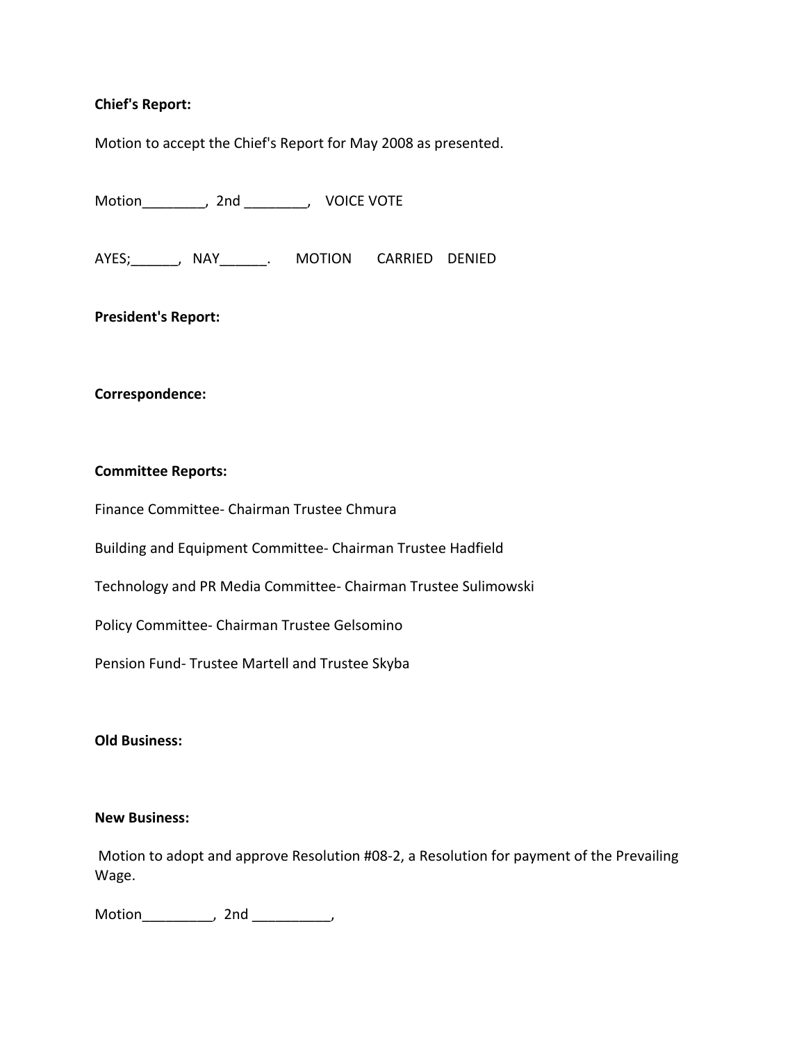**Chief's Report:**

Motion to accept the Chief's Report for May 2008 as presented.

Motion________, 2nd ________, VOICE VOTE

AYES;______, NAY______. MOTION CARRIED DENIED

**President's Report:**

**Correspondence:**

**Committee Reports:**

Finance Committee- Chairman Trustee Chmura

Building and Equipment Committee- Chairman Trustee Hadfield

Technology and PR Media Committee- Chairman Trustee Sulimowski

Policy Committee- Chairman Trustee Gelsomino

Pension Fund- Trustee Martell and Trustee Skyba

**Old Business:**

**New Business:**

Motion to adopt and approve Resolution #08-2, a Resolution for payment of the Prevailing Wage.

Motion_________, 2nd __________,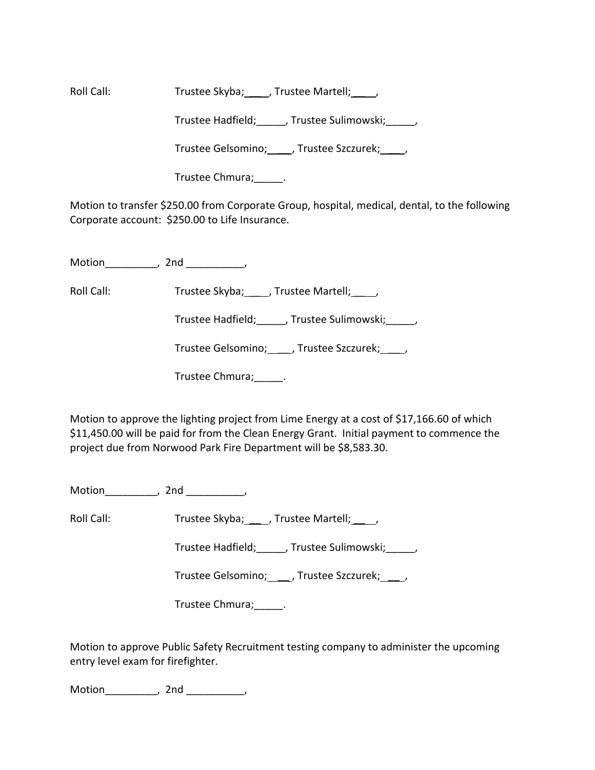Roll Call: Trustee Skyba;____, Trustee Martell;____,

Trustee Hadfield;_____, Trustee Sulimowski;_____,

Trustee Gelsomino;____, Trustee Szczurek;____,

Trustee Chmura;_____.

Motion to transfer $250.00 from Corporate Group, hospital, medical, dental, to the following Corporate account: $250.00 to Life Insurance.

Motion_________, 2nd __________,

Roll Call: Trustee Skyba;____, Trustee Martell;____,

Trustee Hadfield;_____, Trustee Sulimowski;_____,

Trustee Gelsomino;____, Trustee Szczurek;____,

Trustee Chmura;_____.

Motion to approve the lighting project from Lime Energy at a cost of $17,166.60 of which $11,450.00 will be paid for from the Clean Energy Grant. Initial payment to commence the project due from Norwood Park Fire Department will be $8,583.30.

Motion_________, 2nd __________,

Roll Call: Trustee Skyba;____, Trustee Martell;____,

Trustee Hadfield;_____, Trustee Sulimowski;_____,

Trustee Gelsomino;____, Trustee Szczurek;____,

Trustee Chmura;_____.

Motion to approve Public Safety Recruitment testing company to administer the upcoming entry level exam for firefighter.

Motion_________, 2nd __________,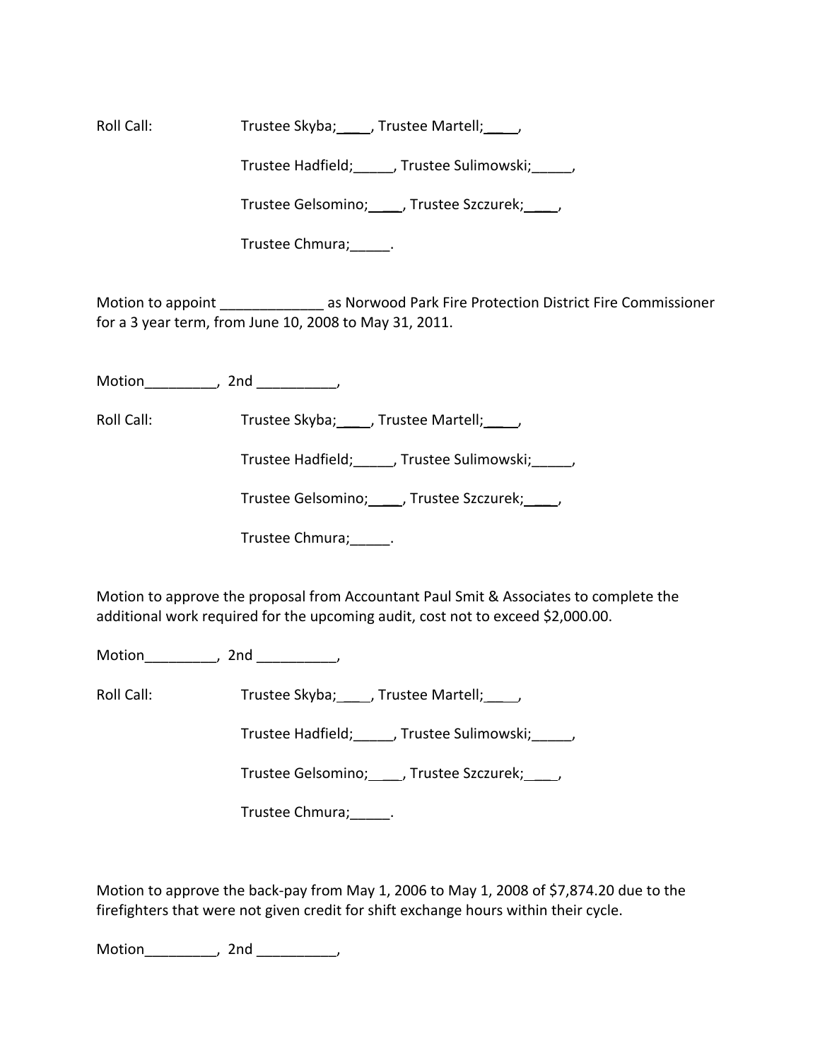Roll Call: Trustee Skyba;____, Trustee Martell;____,

Trustee Hadfield;_____, Trustee Sulimowski;_____,

Trustee Gelsomino;____, Trustee Szczurek;____,

Trustee Chmura;_____.

Motion to appoint _____________ as Norwood Park Fire Protection District Fire Commissioner for a 3 year term, from June 10, 2008 to May 31, 2011.

Motion_________, 2nd __________,

Roll Call: Trustee Skyba;____, Trustee Martell;____,

Trustee Hadfield;_____, Trustee Sulimowski;_____,

Trustee Gelsomino;____, Trustee Szczurek;____,

Trustee Chmura;_____.

Motion to approve the proposal from Accountant Paul Smit & Associates to complete the additional work required for the upcoming audit, cost not to exceed $2,000.00.

Motion_________, 2nd __________,

Roll Call: Trustee Skyba;____, Trustee Martell;____,

Trustee Hadfield;_____, Trustee Sulimowski;_____,

Trustee Gelsomino;____, Trustee Szczurek;____,

Trustee Chmura;_____.

Motion to approve the back-pay from May 1, 2006 to May 1, 2008 of $7,874.20 due to the firefighters that were not given credit for shift exchange hours within their cycle.

Motion_________, 2nd __________,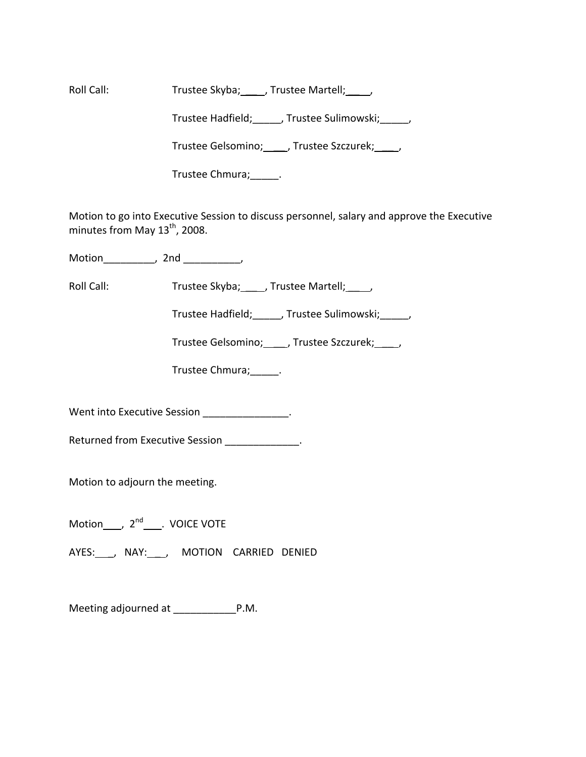Roll Call: Trustee Skyba;____, Trustee Martell;____,

Trustee Hadfield;_____, Trustee Sulimowski;_____,

Trustee Gelsomino;____, Trustee Szczurek;____,

Trustee Chmura;_____.

Motion to go into Executive Session to discuss personnel, salary and approve the Executive minutes from May 13th, 2008.

Motion_________, 2nd __________,

Roll Call: Trustee Skyba;____, Trustee Martell;____,

Trustee Hadfield;_____, Trustee Sulimowski;_____,

Trustee Gelsomino;____, Trustee Szczurek;____,

Trustee Chmura;_____.

Went into Executive Session _______________.

Returned from Executive Session _____________.

Motion to adjourn the meeting.

Motion___, 2nd___. VOICE VOTE

AYES:___, NAY:___, MOTION CARRIED DENIED

Meeting adjourned at ___________P.M.